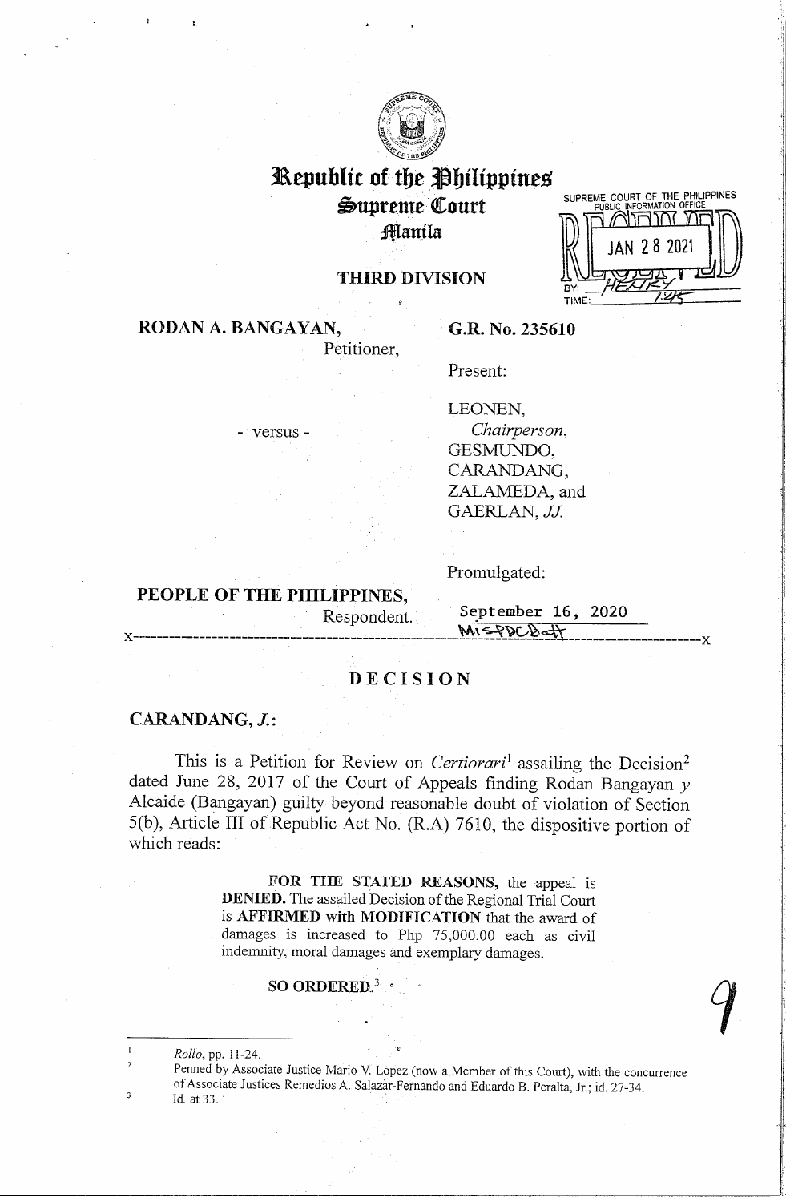# Republic of the Philippines
## Supreme Court
### Manila

SUPREME COURT OF THE PHILIPPINES
PUBLIC INFORMATION OFFICE
RECEIVED
JAN 28 2021
BY: HENRY
TIME: 1:45

**THIRD DIVISION**

**RODAN A. BANGAYAN,**
Petitioner,

- versus -

**PEOPLE OF THE PHILIPPINES,**
Respondent.

**G.R. No. 235610**

Present:

LEONEN,
*Chairperson*,
GESMUNDO,
CARANDANG,
ZALAMEDA, and
GAERLAN, *JJ.*

Promulgated:

September 16, 2020

MisPDCBatt

x-----------------------------------------------------------------------------------------x

## DECISION

**CARANDANG, *J.*:**

This is a Petition for Review on *Certiorari*[1] assailing the Decision[2] dated June 28, 2017 of the Court of Appeals finding Rodan Bangayan *y* Alcaide (Bangayan) guilty beyond reasonable doubt of violation of Section 5(b), Article III of Republic Act No. (R.A) 7610, the dispositive portion of which reads:

> **FOR THE STATED REASONS,** the appeal is **DENIED.** The assailed Decision of the Regional Trial Court is **AFFIRMED with MODIFICATION** that the award of damages is increased to Php 75,000.00 each as civil indemnity, moral damages and exemplary damages.
>
> **SO ORDERED.**[3]

---

[1] *Rollo*, pp. 11-24.

[2] Penned by Associate Justice Mario V. Lopez (now a Member of this Court), with the concurrence of Associate Justices Remedios A. Salazar-Fernando and Eduardo B. Peralta, Jr.; id. 27-34.

[3] Id. at 33.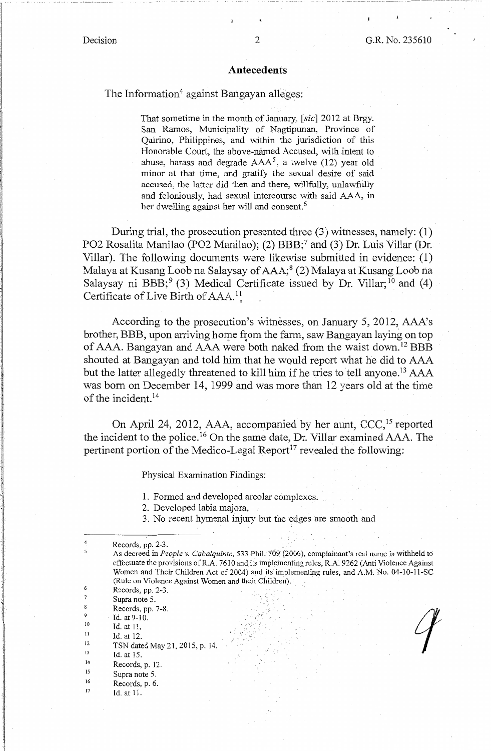## Antecedents

The Information[4] against Bangayan alleges:

> That sometime in the month of January, [*sic*] 2012 at Brgy. San Ramos, Municipality of Nagtipunan, Province of Quirino, Philippines, and within the jurisdiction of this Honorable Court, the above-named Accused, with intent to abuse, harass and degrade AAA[5], a twelve (12) year old minor at that time, and gratify the sexual desire of said accused, the latter did then and there, willfully, unlawfully and feloniously, had sexual intercourse with said AAA, in her dwelling against her will and consent.[6]

During trial, the prosecution presented three (3) witnesses, namely: (1) PO2 Rosalita Manilao (PO2 Manilao); (2) BBB;[7] and (3) Dr. Luis Villar (Dr. Villar). The following documents were likewise submitted in evidence: (1) Malaya at Kusang Loob na Salaysay of AAA;[8] (2) Malaya at Kusang Loob na Salaysay ni BBB;[9] (3) Medical Certificate issued by Dr. Villar;[10] and (4) Certificate of Live Birth of AAA.[11]

According to the prosecution's witnesses, on January 5, 2012, AAA's brother, BBB, upon arriving home from the farm, saw Bangayan laying on top of AAA. Bangayan and AAA were both naked from the waist down.[12] BBB shouted at Bangayan and told him that he would report what he did to AAA but the latter allegedly threatened to kill him if he tries to tell anyone.[13] AAA was born on December 14, 1999 and was more than 12 years old at the time of the incident.[14]

On April 24, 2012, AAA, accompanied by her aunt, CCC,[15] reported the incident to the police.[16] On the same date, Dr. Villar examined AAA. The pertinent portion of the Medico-Legal Report[17] revealed the following:

> Physical Examination Findings:
>
> 1. Formed and developed areolar complexes.
> 2. Developed labia majora,
> 3. No recent hymenal injury but the edges are smooth and

---

[4] Records, pp. 2-3.

[5] As decreed in *People v. Cabalquinto*, 533 Phil. 709 (2006), complainant's real name is withheld to effectuate the provisions of R.A. 7610 and its implementing rules, R.A. 9262 (Anti Violence Against Women and Their Children Act of 2004) and its implementing rules, and A.M. No. 04-10-11-SC (Rule on Violence Against Women and their Children).

[6] Records, pp. 2-3.

[7] Supra note 5.

[8] Records, pp. 7-8.

[9] Id. at 9-10.

[10] Id. at 11.

[11] Id. at 12.

[12] TSN dated May 21, 2015, p. 14.

[13] Id. at 15.

[14] Records, p. 12.

[15] Supra note 5.

[16] Records, p. 6.

[17] Id. at 11.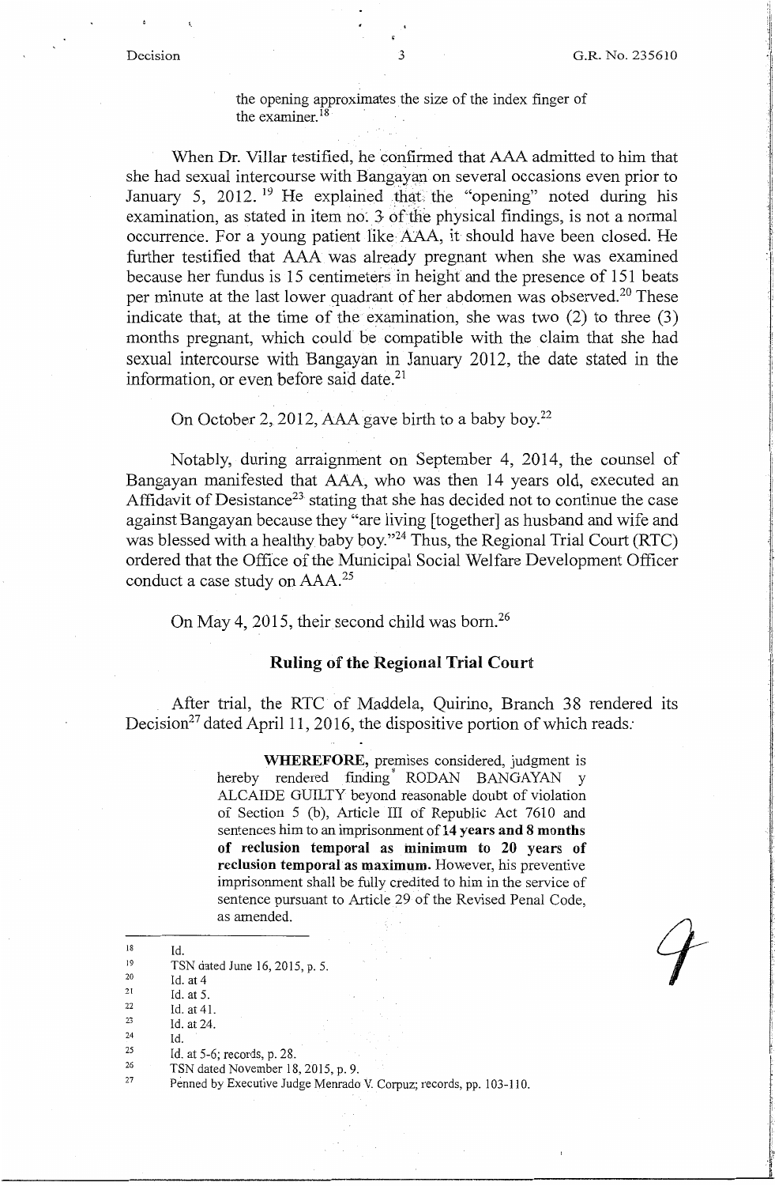the opening approximates the size of the index finger of the examiner.[18]

When Dr. Villar testified, he confirmed that AAA admitted to him that she had sexual intercourse with Bangayan on several occasions even prior to January 5, 2012.[19] He explained that the "opening" noted during his examination, as stated in item no. 3 of the physical findings, is not a normal occurrence. For a young patient like AAA, it should have been closed. He further testified that AAA was already pregnant when she was examined because her fundus is 15 centimeters in height and the presence of 151 beats per minute at the last lower quadrant of her abdomen was observed.[20] These indicate that, at the time of the examination, she was two (2) to three (3) months pregnant, which could be compatible with the claim that she had sexual intercourse with Bangayan in January 2012, the date stated in the information, or even before said date.[21]

On October 2, 2012, AAA gave birth to a baby boy.[22]

Notably, during arraignment on September 4, 2014, the counsel of Bangayan manifested that AAA, who was then 14 years old, executed an Affidavit of Desistance[23] stating that she has decided not to continue the case against Bangayan because they "are living [together] as husband and wife and was blessed with a healthy baby boy."[24] Thus, the Regional Trial Court (RTC) ordered that the Office of the Municipal Social Welfare Development Officer conduct a case study on AAA.[25]

On May 4, 2015, their second child was born.[26]

## Ruling of the Regional Trial Court

After trial, the RTC of Maddela, Quirino, Branch 38 rendered its Decision[27] dated April 11, 2016, the dispositive portion of which reads:

> **WHEREFORE,** premises considered, judgment is hereby rendered finding* RODAN BANGAYAN y ALCAIDE GUILTY beyond reasonable doubt of violation of Section 5 (b), Article III of Republic Act 7610 and sentences him to an imprisonment of **14 years and 8 months of reclusion temporal as minimum to 20 years of reclusion temporal as maximum.** However, his preventive imprisonment shall be fully credited to him in the service of sentence pursuant to Article 29 of the Revised Penal Code, as amended.

---

[18] Id.
[19] TSN dated June 16, 2015, p. 5.
[20] Id. at 4
[21] Id. at 5.
[22] Id. at 41.
[23] Id. at 24.
[24] Id.
[25] Id. at 5-6; records, p. 28.
[26] TSN dated November 18, 2015, p. 9.
[27] Penned by Executive Judge Menrado V. Corpuz; records, pp. 103-110.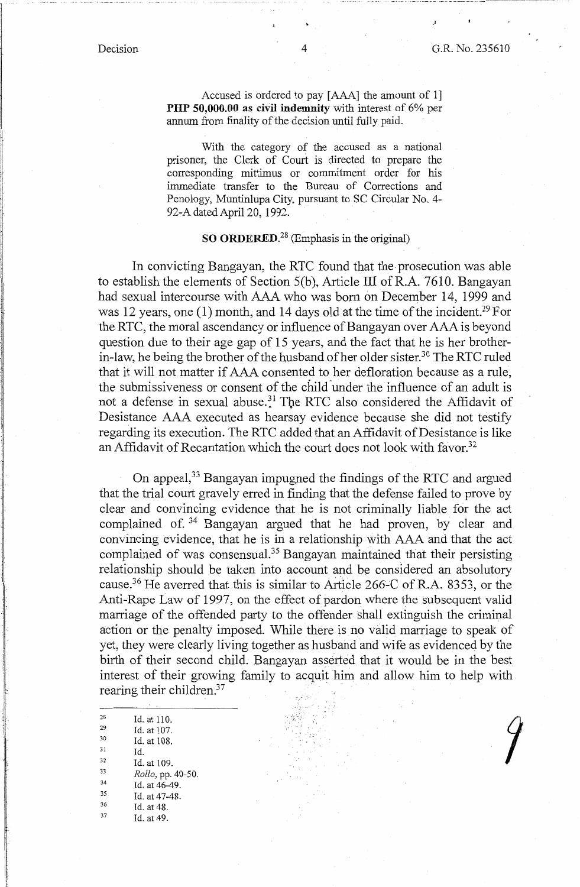Accused is ordered to pay [AAA] the amount of 1] **PHP 50,000.00 as civil indemnity** with interest of 6% per annum from finality of the decision until fully paid.

With the category of the accused as a national prisoner, the Clerk of Court is directed to prepare the corresponding mittimus or commitment order for his immediate transfer to the Bureau of Corrections and Penology, Muntinlupa City, pursuant to SC Circular No. 4-92-A dated April 20, 1992.

**SO ORDERED.**[28] (Emphasis in the original)

In convicting Bangayan, the RTC found that the prosecution was able to establish the elements of Section 5(b), Article III of R.A. 7610. Bangayan had sexual intercourse with AAA who was born on December 14, 1999 and was 12 years, one (1) month, and 14 days old at the time of the incident.[29] For the RTC, the moral ascendancy or influence of Bangayan over AAA is beyond question due to their age gap of 15 years, and the fact that he is her brother-in-law, he being the brother of the husband of her older sister.[30] The RTC ruled that it will not matter if AAA consented to her defloration because as a rule, the submissiveness or consent of the child under the influence of an adult is not a defense in sexual abuse.[31] The RTC also considered the Affidavit of Desistance AAA executed as hearsay evidence because she did not testify regarding its execution. The RTC added that an Affidavit of Desistance is like an Affidavit of Recantation which the court does not look with favor.[32]

On appeal,[33] Bangayan impugned the findings of the RTC and argued that the trial court gravely erred in finding that the defense failed to prove by clear and convincing evidence that he is not criminally liable for the act complained of.[34] Bangayan argued that he had proven, by clear and convincing evidence, that he is in a relationship with AAA and that the act complained of was consensual.[35] Bangayan maintained that their persisting relationship should be taken into account and be considered an absolutory cause.[36] He averred that this is similar to Article 266-C of R.A. 8353, or the Anti-Rape Law of 1997, on the effect of pardon where the subsequent valid marriage of the offended party to the offender shall extinguish the criminal action or the penalty imposed. While there is no valid marriage to speak of yet, they were clearly living together as husband and wife as evidenced by the birth of their second child. Bangayan asserted that it would be in the best interest of their growing family to acquit him and allow him to help with rearing their children.[37]

---

[28] Id. at 110.
[29] Id. at 107.
[30] Id. at 108.
[31] Id.
[32] Id. at 109.
[33] *Rollo*, pp. 40-50.
[34] Id. at 46-49.
[35] Id. at 47-48.
[36] Id. at 48.
[37] Id. at 49.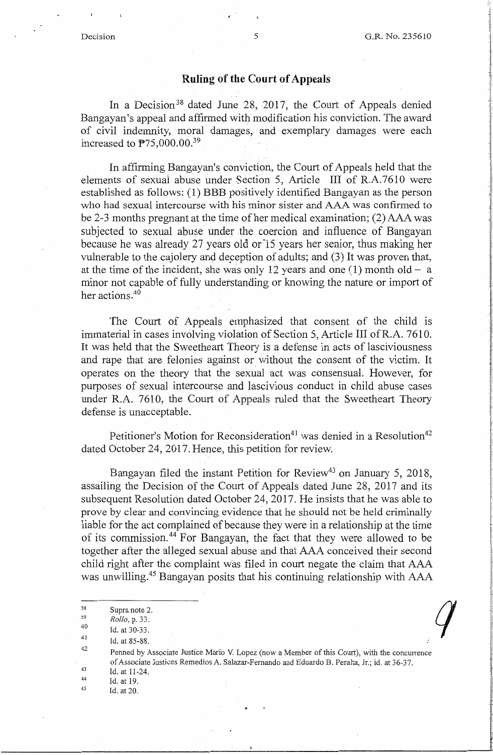## Ruling of the Court of Appeals

In a Decision[38] dated June 28, 2017, the Court of Appeals denied Bangayan's appeal and affirmed with modification his conviction. The award of civil indemnity, moral damages, and exemplary damages were each increased to ₱75,000.00.[39]

In affirming Bangayan's conviction, the Court of Appeals held that the elements of sexual abuse under Section 5, Article III of R.A.7610 were established as follows: (1) BBB positively identified Bangayan as the person who had sexual intercourse with his minor sister and AAA was confirmed to be 2-3 months pregnant at the time of her medical examination; (2) AAA was subjected to sexual abuse under the coercion and influence of Bangayan because he was already 27 years old or 15 years her senior, thus making her vulnerable to the cajolery and deception of adults; and (3) It was proven that, at the time of the incident, she was only 12 years and one (1) month old – a minor not capable of fully understanding or knowing the nature or import of her actions.[40]

The Court of Appeals emphasized that consent of the child is immaterial in cases involving violation of Section 5, Article III of R.A. 7610. It was held that the Sweetheart Theory is a defense in acts of lasciviousness and rape that are felonies against or without the consent of the victim. It operates on the theory that the sexual act was consensual. However, for purposes of sexual intercourse and lascivious conduct in child abuse cases under R.A. 7610, the Court of Appeals ruled that the Sweetheart Theory defense is unacceptable.

Petitioner's Motion for Reconsideration[41] was denied in a Resolution[42] dated October 24, 2017. Hence, this petition for review.

Bangayan filed the instant Petition for Review[43] on January 5, 2018, assailing the Decision of the Court of Appeals dated June 28, 2017 and its subsequent Resolution dated October 24, 2017. He insists that he was able to prove by clear and convincing evidence that he should not be held criminally liable for the act complained of because they were in a relationship at the time of its commission.[44] For Bangayan, the fact that they were allowed to be together after the alleged sexual abuse and that AAA conceived their second child right after the complaint was filed in court negate the claim that AAA was unwilling.[45] Bangayan posits that his continuing relationship with AAA

---

[38] Supra note 2.

[39] *Rollo*, p. 33.

[40] Id. at 30-33.

[41] Id. at 85-88.

[42] Penned by Associate Justice Mario V. Lopez (now a Member of this Court), with the concurrence of Associate Justices Remedios A. Salazar-Fernando and Eduardo B. Peralta, Jr.; id. at 36-37.

[43] Id. at 11-24.

[44] Id. at 19.

[45] Id. at 20.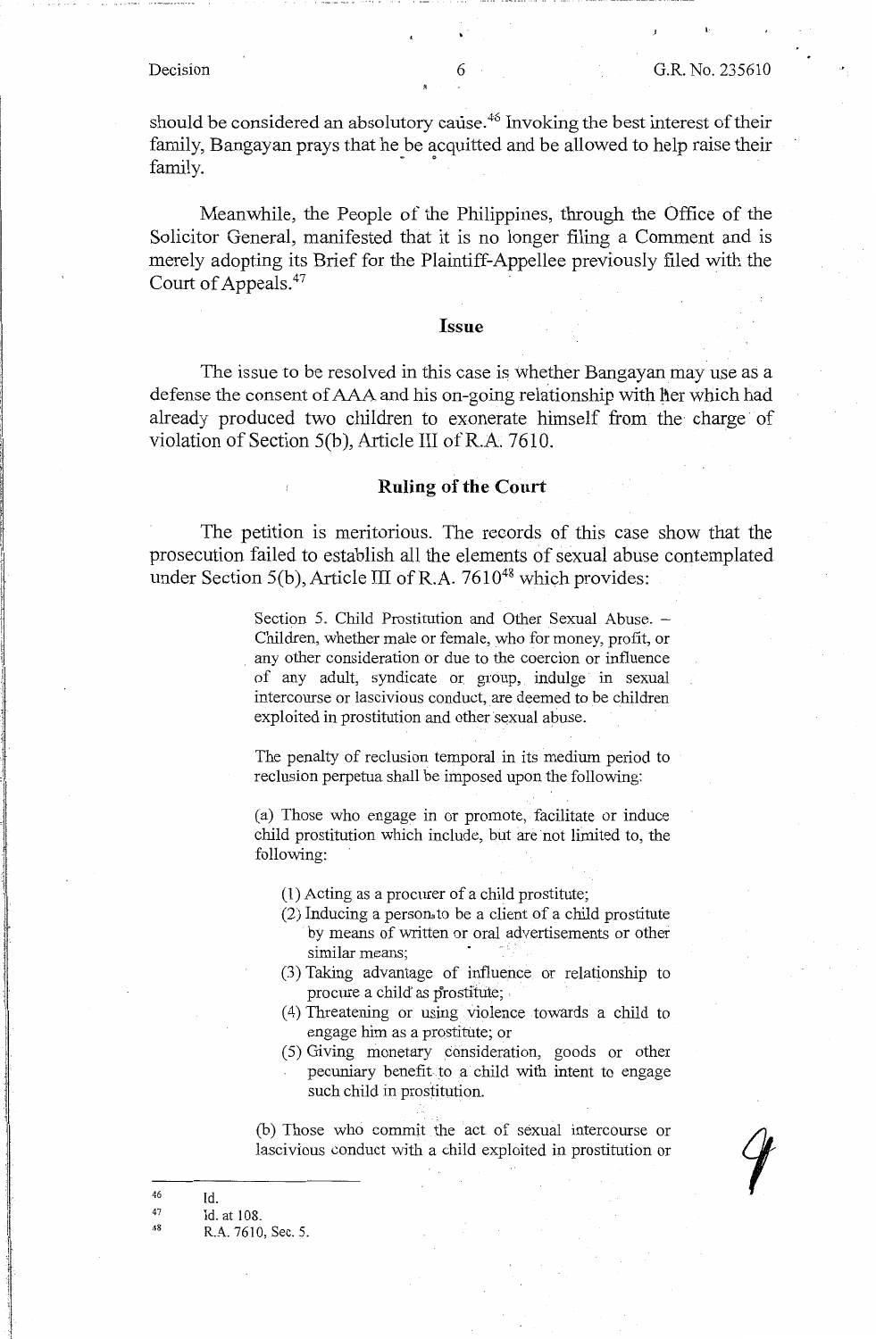should be considered an absolutory cause.[46] Invoking the best interest of their family, Bangayan prays that he be acquitted and be allowed to help raise their family.

Meanwhile, the People of the Philippines, through the Office of the Solicitor General, manifested that it is no longer filing a Comment and is merely adopting its Brief for the Plaintiff-Appellee previously filed with the Court of Appeals.[47]

## Issue

The issue to be resolved in this case is whether Bangayan may use as a defense the consent of AAA and his on-going relationship with her which had already produced two children to exonerate himself from the charge of violation of Section 5(b), Article III of R.A. 7610.

## Ruling of the Court

The petition is meritorious. The records of this case show that the prosecution failed to establish all the elements of sexual abuse contemplated under Section 5(b), Article III of R.A. 7610[48] which provides:

> Section 5. Child Prostitution and Other Sexual Abuse. – Children, whether male or female, who for money, profit, or any other consideration or due to the coercion or influence of any adult, syndicate or group, indulge in sexual intercourse or lascivious conduct, are deemed to be children exploited in prostitution and other sexual abuse.
>
> The penalty of reclusion temporal in its medium period to reclusion perpetua shall be imposed upon the following:
>
> (a) Those who engage in or promote, facilitate or induce child prostitution which include, but are not limited to, the following:
>
> (1) Acting as a procurer of a child prostitute;
> (2) Inducing a person to be a client of a child prostitute by means of written or oral advertisements or other similar means;
> (3) Taking advantage of influence or relationship to procure a child as prostitute;
> (4) Threatening or using violence towards a child to engage him as a prostitute; or
> (5) Giving monetary consideration, goods or other pecuniary benefit to a child with intent to engage such child in prostitution.
>
> (b) Those who commit the act of sexual intercourse or lascivious conduct with a child exploited in prostitution or

---

[46] Id.

[47] Id. at 108.

[48] R.A. 7610, Sec. 5.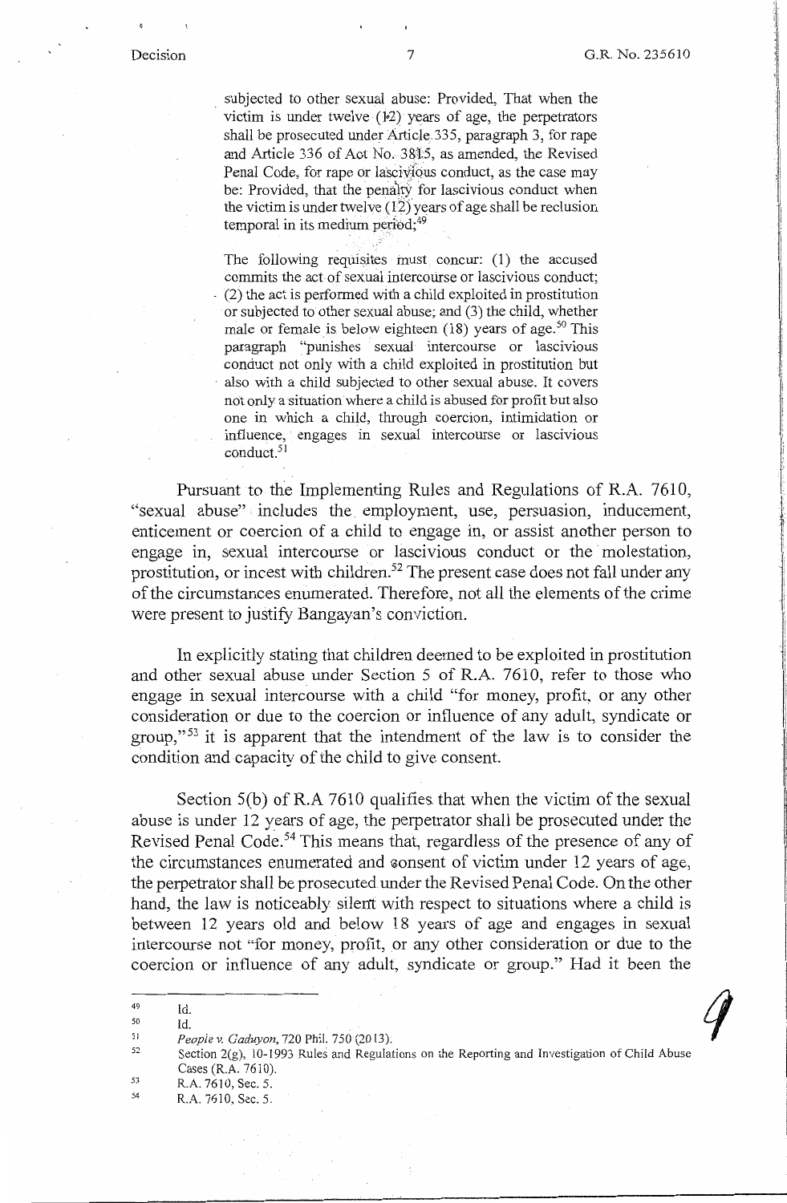subjected to other sexual abuse: Provided, That when the victim is under twelve (12) years of age, the perpetrators shall be prosecuted under Article 335, paragraph 3, for rape and Article 336 of Act No. 3815, as amended, the Revised Penal Code, for rape or lascivious conduct, as the case may be: Provided, that the penalty for lascivious conduct when the victim is under twelve (12) years of age shall be reclusion temporal in its medium period;[49]

> The following requisites must concur: (1) the accused commits the act of sexual intercourse or lascivious conduct; (2) the act is performed with a child exploited in prostitution or subjected to other sexual abuse; and (3) the child, whether male or female is below eighteen (18) years of age.[50] This paragraph "punishes sexual intercourse or lascivious conduct not only with a child exploited in prostitution but also with a child subjected to other sexual abuse. It covers not only a situation where a child is abused for profit but also one in which a child, through coercion, intimidation or influence, engages in sexual intercourse or lascivious conduct.[51]

Pursuant to the Implementing Rules and Regulations of R.A. 7610, "sexual abuse" includes the employment, use, persuasion, inducement, enticement or coercion of a child to engage in, or assist another person to engage in, sexual intercourse or lascivious conduct or the molestation, prostitution, or incest with children.[52] The present case does not fall under any of the circumstances enumerated. Therefore, not all the elements of the crime were present to justify Bangayan's conviction.

In explicitly stating that children deemed to be exploited in prostitution and other sexual abuse under Section 5 of R.A. 7610, refer to those who engage in sexual intercourse with a child "for money, profit, or any other consideration or due to the coercion or influence of any adult, syndicate or group,"[53] it is apparent that the intendment of the law is to consider the condition and capacity of the child to give consent.

Section 5(b) of R.A 7610 qualifies that when the victim of the sexual abuse is under 12 years of age, the perpetrator shall be prosecuted under the Revised Penal Code.[54] This means that, regardless of the presence of any of the circumstances enumerated and consent of victim under 12 years of age, the perpetrator shall be prosecuted under the Revised Penal Code. On the other hand, the law is noticeably silent with respect to situations where a child is between 12 years old and below 18 years of age and engages in sexual intercourse not "for money, profit, or any other consideration or due to the coercion or influence of any adult, syndicate or group." Had it been the

---

[49] Id.

[50] Id.

[51] *People v. Gaduyon*, 720 Phil. 750 (2013).

[52] Section 2(g), 10-1993 Rules and Regulations on the Reporting and Investigation of Child Abuse Cases (R.A. 7610).

[53] R.A. 7610, Sec. 5.

[54] R.A. 7610, Sec. 5.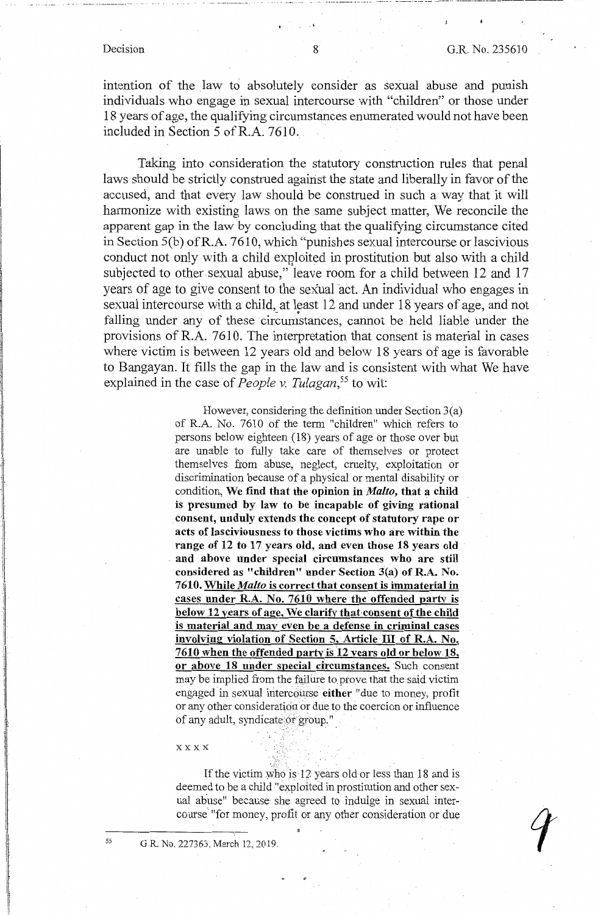intention of the law to absolutely consider as sexual abuse and punish individuals who engage in sexual intercourse with "children" or those under 18 years of age, the qualifying circumstances enumerated would not have been included in Section 5 of R.A. 7610.

Taking into consideration the statutory construction rules that penal laws should be strictly construed against the state and liberally in favor of the accused, and that every law should be construed in such a way that it will harmonize with existing laws on the same subject matter, We reconcile the apparent gap in the law by concluding that the qualifying circumstance cited in Section 5(b) of R.A. 7610, which "punishes sexual intercourse or lascivious conduct not only with a child exploited in prostitution but also with a child subjected to other sexual abuse," leave room for a child between 12 and 17 years of age to give consent to the sexual act. An individual who engages in sexual intercourse with a child, at least 12 and under 18 years of age, and not falling under any of these circumstances, cannot be held liable under the provisions of R.A. 7610. The interpretation that consent is material in cases where victim is between 12 years old and below 18 years of age is favorable to Bangayan. It fills the gap in the law and is consistent with what We have explained in the case of *People v. Tulagan*,[55] to wit:

> However, considering the definition under Section 3(a) of R.A. No. 7610 of the term "children" which refers to persons below eighteen (18) years of age or those over but are unable to fully take care of themselves or protect themselves from abuse, neglect, cruelty, exploitation or discrimination because of a physical or mental disability or condition, **We find that the opinion in *Malto*, that a child is presumed by law to be incapable of giving rational consent, unduly extends the concept of statutory rape or acts of lasciviousness to those victims who are within the range of 12 to 17 years old, and even those 18 years old and above under special circumstances who are still considered as "children" under Section 3(a) of R.A. No. 7610. <u>While *Malto* is correct that consent is immaterial in cases under R.A. No. 7610 where the offended party is below 12 years of age, We clarify that consent of the child is material and may even be a defense in criminal cases involving violation of Section 5, Article III of R.A. No. 7610 when the offended party is 12 years old or below 18, or above 18 under special circumstances.</u>** Such consent may be implied from the failure to prove that the said victim engaged in sexual intercourse **either** "due to money, profit or any other consideration or due to the coercion or influence of any adult, syndicate or group."
>
> x x x x
>
> If the victim who is 12 years old or less than 18 and is deemed to be a child "exploited in prostitution and other sexual abuse" because she agreed to indulge in sexual intercourse "for money, profit or any other consideration or due

---

[55] G.R. No. 227363, March 12, 2019.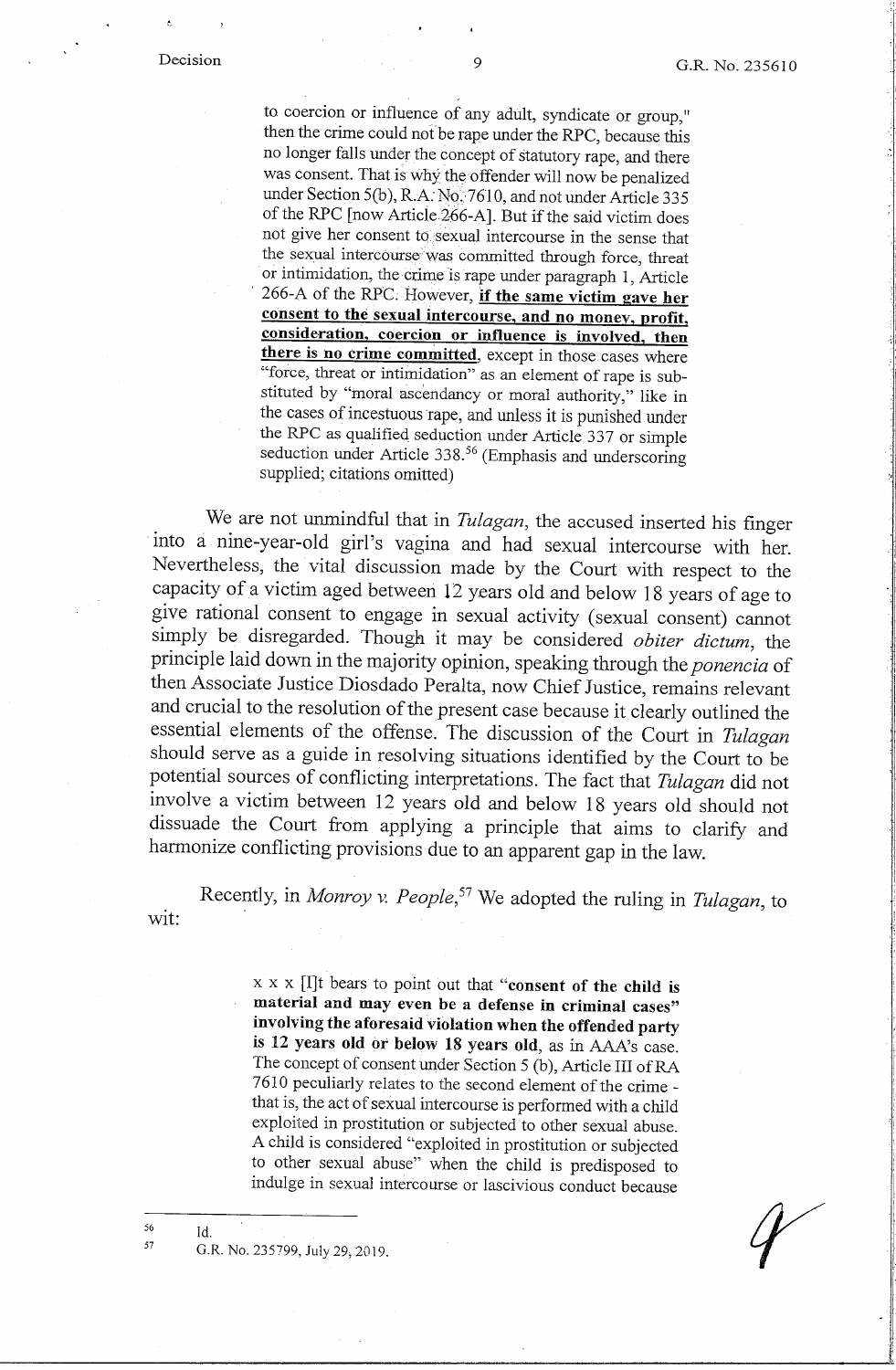> to coercion or influence of any adult, syndicate or group," then the crime could not be rape under the RPC, because this no longer falls under the concept of statutory rape, and there was consent. That is why the offender will now be penalized under Section 5(b), R.A. No. 7610, and not under Article 335 of the RPC [now Article 266-A]. But if the said victim does not give her consent to sexual intercourse in the sense that the sexual intercourse was committed through force, threat or intimidation, the crime is rape under paragraph 1, Article 266-A of the RPC. However, **if the same victim gave her consent to the sexual intercourse, and no money, profit, consideration, coercion or influence is involved, then there is no crime committed**, except in those cases where "force, threat or intimidation" as an element of rape is substituted by "moral ascendancy or moral authority," like in the cases of incestuous rape, and unless it is punished under the RPC as qualified seduction under Article 337 or simple seduction under Article 338.[56] (Emphasis and underscoring supplied; citations omitted)

We are not unmindful that in *Tulagan*, the accused inserted his finger into a nine-year-old girl's vagina and had sexual intercourse with her. Nevertheless, the vital discussion made by the Court with respect to the capacity of a victim aged between 12 years old and below 18 years of age to give rational consent to engage in sexual activity (sexual consent) cannot simply be disregarded. Though it may be considered *obiter dictum*, the principle laid down in the majority opinion, speaking through the *ponencia* of then Associate Justice Diosdado Peralta, now Chief Justice, remains relevant and crucial to the resolution of the present case because it clearly outlined the essential elements of the offense. The discussion of the Court in *Tulagan* should serve as a guide in resolving situations identified by the Court to be potential sources of conflicting interpretations. The fact that *Tulagan* did not involve a victim between 12 years old and below 18 years old should not dissuade the Court from applying a principle that aims to clarify and harmonize conflicting provisions due to an apparent gap in the law.

Recently, in *Monroy v. People*,[57] We adopted the ruling in *Tulagan*, to wit:

> x x x [I]t bears to point out that "**consent of the child is material and may even be a defense in criminal cases" involving the aforesaid violation when the offended party is 12 years old or below 18 years old**, as in AAA's case. The concept of consent under Section 5 (b), Article III of RA 7610 peculiarly relates to the second element of the crime - that is, the act of sexual intercourse is performed with a child exploited in prostitution or subjected to other sexual abuse. A child is considered "exploited in prostitution or subjected to other sexual abuse" when the child is predisposed to indulge in sexual intercourse or lascivious conduct because

---

[56] Id.

[57] G.R. No. 235799, July 29, 2019.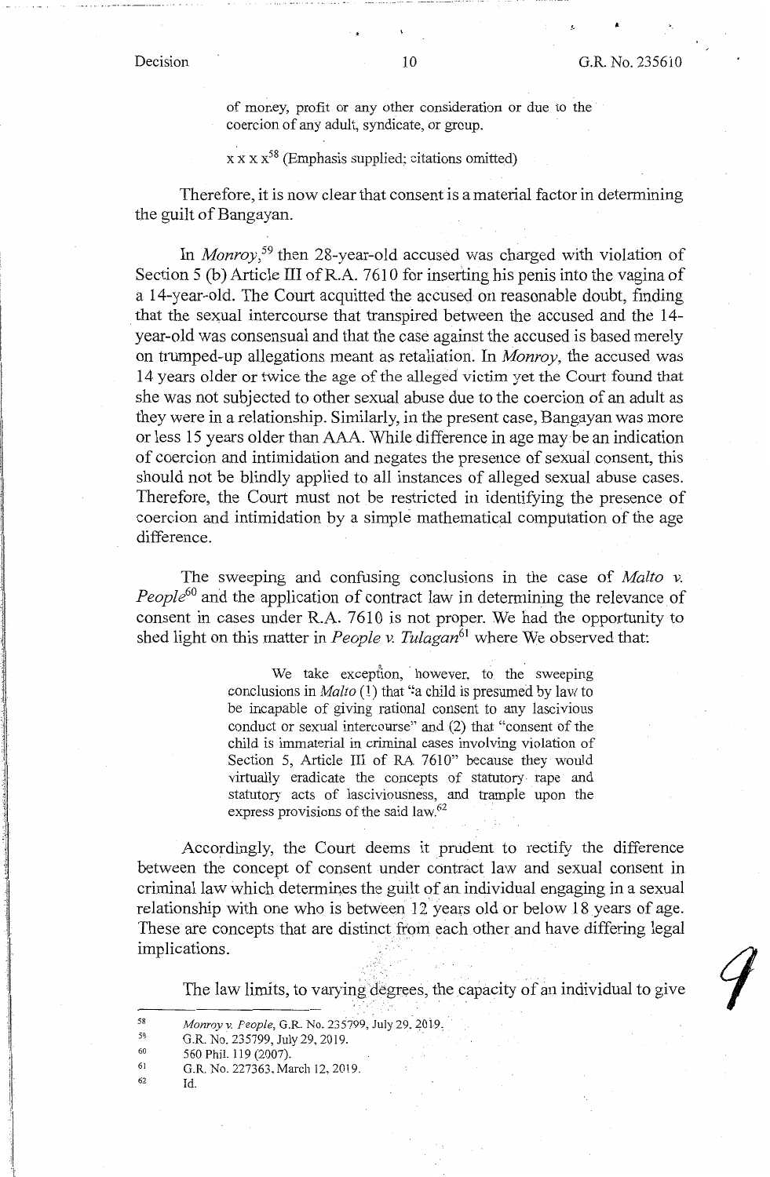> of money, profit or any other consideration or due to the coercion of any adult, syndicate, or group.
>
> x x x x[58] (Emphasis supplied; citations omitted)

Therefore, it is now clear that consent is a material factor in determining the guilt of Bangayan.

In *Monroy*,[59] then 28-year-old accused was charged with violation of Section 5 (b) Article III of R.A. 7610 for inserting his penis into the vagina of a 14-year-old. The Court acquitted the accused on reasonable doubt, finding that the sexual intercourse that transpired between the accused and the 14-year-old was consensual and that the case against the accused is based merely on trumped-up allegations meant as retaliation. In *Monroy*, the accused was 14 years older or twice the age of the alleged victim yet the Court found that she was not subjected to other sexual abuse due to the coercion of an adult as they were in a relationship. Similarly, in the present case, Bangayan was more or less 15 years older than AAA. While difference in age may be an indication of coercion and intimidation and negates the presence of sexual consent, this should not be blindly applied to all instances of alleged sexual abuse cases. Therefore, the Court must not be restricted in identifying the presence of coercion and intimidation by a simple mathematical computation of the age difference.

The sweeping and confusing conclusions in the case of *Malto v. People*[60] and the application of contract law in determining the relevance of consent in cases under R.A. 7610 is not proper. We had the opportunity to shed light on this matter in *People v. Tulagan*[61] where We observed that:

> We take exception, however, to the sweeping conclusions in *Malto* (1) that "a child is presumed by law to be incapable of giving rational consent to any lascivious conduct or sexual intercourse" and (2) that "consent of the child is immaterial in criminal cases involving violation of Section 5, Article III of RA 7610" because they would virtually eradicate the concepts of statutory rape and statutory acts of lasciviousness, and trample upon the express provisions of the said law.[62]

Accordingly, the Court deems it prudent to rectify the difference between the concept of consent under contract law and sexual consent in criminal law which determines the guilt of an individual engaging in a sexual relationship with one who is between 12 years old or below 18 years of age. These are concepts that are distinct from each other and have differing legal implications.

The law limits, to varying degrees, the capacity of an individual to give

---

[58] *Monroy v. People*, G.R. No. 235799, July 29, 2019.

[59] G.R. No. 235799, July 29, 2019.

[60] 560 Phil. 119 (2007).

[61] G.R. No. 227363, March 12, 2019.

[62] Id.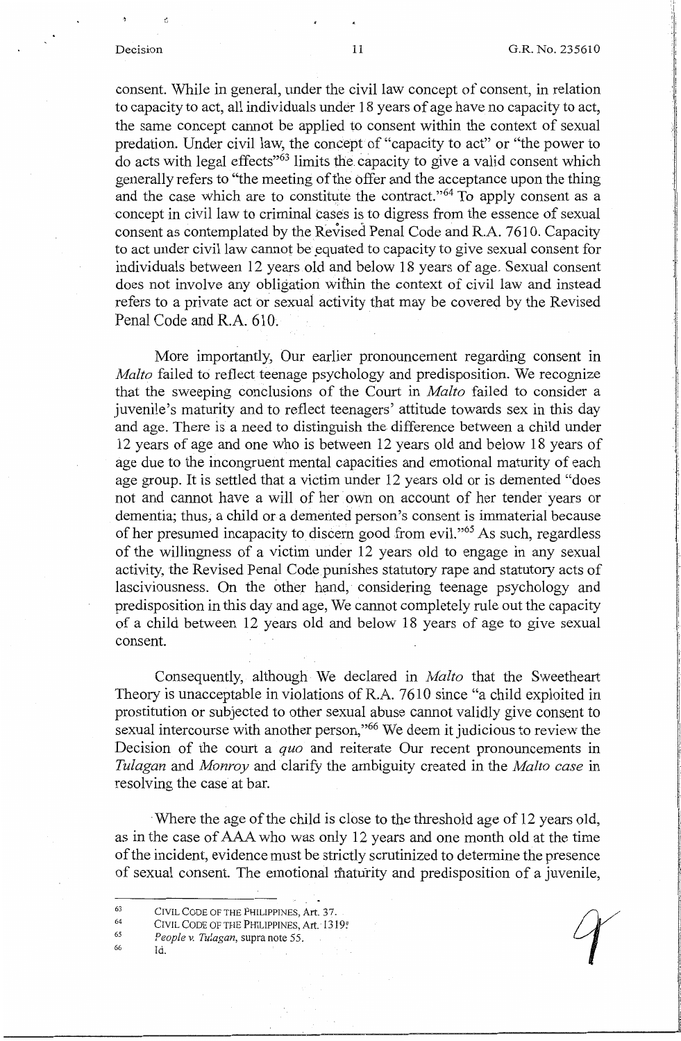consent. While in general, under the civil law concept of consent, in relation to capacity to act, all individuals under 18 years of age have no capacity to act, the same concept cannot be applied to consent within the context of sexual predation. Under civil law, the concept of "capacity to act" or "the power to do acts with legal effects"[63] limits the capacity to give a valid consent which generally refers to "the meeting of the offer and the acceptance upon the thing and the case which are to constitute the contract."[64] To apply consent as a concept in civil law to criminal cases is to digress from the essence of sexual consent as contemplated by the Revised Penal Code and R.A. 7610. Capacity to act under civil law cannot be equated to capacity to give sexual consent for individuals between 12 years old and below 18 years of age. Sexual consent does not involve any obligation within the context of civil law and instead refers to a private act or sexual activity that may be covered by the Revised Penal Code and R.A. 610.

More importantly, Our earlier pronouncement regarding consent in *Malto* failed to reflect teenage psychology and predisposition. We recognize that the sweeping conclusions of the Court in *Malto* failed to consider a juvenile's maturity and to reflect teenagers' attitude towards sex in this day and age. There is a need to distinguish the difference between a child under 12 years of age and one who is between 12 years old and below 18 years of age due to the incongruent mental capacities and emotional maturity of each age group. It is settled that a victim under 12 years old or is demented "does not and cannot have a will of her own on account of her tender years or dementia; thus, a child or a demented person's consent is immaterial because of her presumed incapacity to discern good from evil."[65] As such, regardless of the willingness of a victim under 12 years old to engage in any sexual activity, the Revised Penal Code punishes statutory rape and statutory acts of lasciviousness. On the other hand, considering teenage psychology and predisposition in this day and age, We cannot completely rule out the capacity of a child between 12 years old and below 18 years of age to give sexual consent.

Consequently, although We declared in *Malto* that the Sweetheart Theory is unacceptable in violations of R.A. 7610 since "a child exploited in prostitution or subjected to other sexual abuse cannot validly give consent to sexual intercourse with another person,"[66] We deem it judicious to review the Decision of the court *a quo* and reiterate Our recent pronouncements in *Tulagan* and *Monroy* and clarify the ambiguity created in the *Malto case* in resolving the case at bar.

Where the age of the child is close to the threshold age of 12 years old, as in the case of AAA who was only 12 years and one month old at the time of the incident, evidence must be strictly scrutinized to determine the presence of sexual consent. The emotional maturity and predisposition of a juvenile,

---

[63] CIVIL CODE OF THE PHILIPPINES, Art. 37.

[64] CIVIL CODE OF THE PHILIPPINES, Art. 1319.

[65] *People v. Tulagan*, supra note 55.

[66] Id.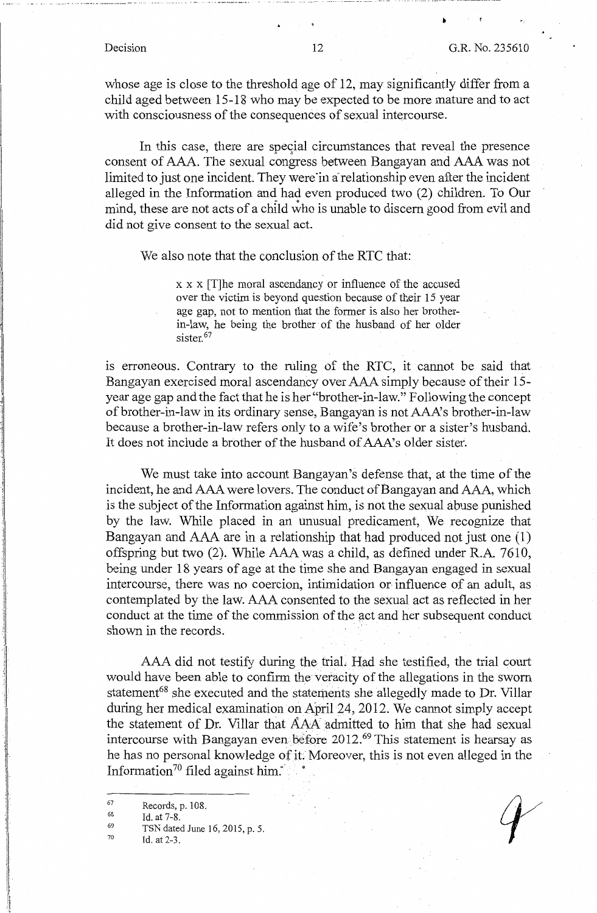whose age is close to the threshold age of 12, may significantly differ from a child aged between 15-18 who may be expected to be more mature and to act with consciousness of the consequences of sexual intercourse.

In this case, there are special circumstances that reveal the presence consent of AAA. The sexual congress between Bangayan and AAA was not limited to just one incident. They were in a relationship even after the incident alleged in the Information and had even produced two (2) children. To Our mind, these are not acts of a child who is unable to discern good from evil and did not give consent to the sexual act.

We also note that the conclusion of the RTC that:

> x x x [T]he moral ascendancy or influence of the accused over the victim is beyond question because of their 15 year age gap, not to mention that the former is also her brother-in-law, he being the brother of the husband of her older sister.[67]

is erroneous. Contrary to the ruling of the RTC, it cannot be said that Bangayan exercised moral ascendancy over AAA simply because of their 15-year age gap and the fact that he is her "brother-in-law." Following the concept of brother-in-law in its ordinary sense, Bangayan is not AAA's brother-in-law because a brother-in-law refers only to a wife's brother or a sister's husband. It does not include a brother of the husband of AAA's older sister.

We must take into account Bangayan's defense that, at the time of the incident, he and AAA were lovers. The conduct of Bangayan and AAA, which is the subject of the Information against him, is not the sexual abuse punished by the law. While placed in an unusual predicament, We recognize that Bangayan and AAA are in a relationship that had produced not just one (1) offspring but two (2). While AAA was a child, as defined under R.A. 7610, being under 18 years of age at the time she and Bangayan engaged in sexual intercourse, there was no coercion, intimidation or influence of an adult, as contemplated by the law. AAA consented to the sexual act as reflected in her conduct at the time of the commission of the act and her subsequent conduct shown in the records.

AAA did not testify during the trial. Had she testified, the trial court would have been able to confirm the veracity of the allegations in the sworn statement[68] she executed and the statements she allegedly made to Dr. Villar during her medical examination on April 24, 2012. We cannot simply accept the statement of Dr. Villar that AAA admitted to him that she had sexual intercourse with Bangayan even before 2012.[69] This statement is hearsay as he has no personal knowledge of it. Moreover, this is not even alleged in the Information[70] filed against him.

---

[67] Records, p. 108.

[68] Id. at 7-8.

[69] TSN dated June 16, 2015, p. 5.

[70] Id. at 2-3.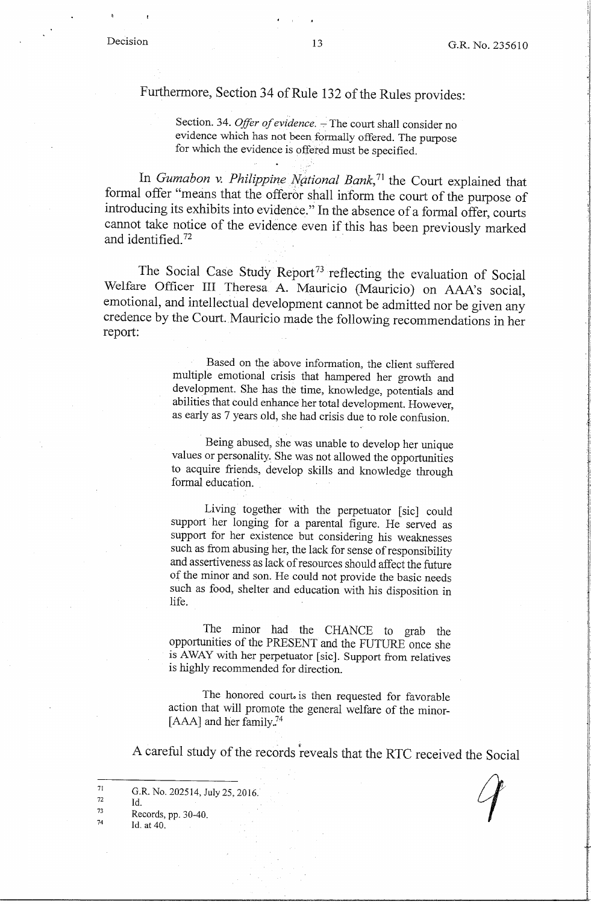Furthermore, Section 34 of Rule 132 of the Rules provides:

> Section. 34. *Offer of evidence.* – The court shall consider no evidence which has not been formally offered. The purpose for which the evidence is offered must be specified.

In *Gumabon v. Philippine National Bank*,[71] the Court explained that formal offer "means that the offeror shall inform the court of the purpose of introducing its exhibits into evidence." In the absence of a formal offer, courts cannot take notice of the evidence even if this has been previously marked and identified.[72]

The Social Case Study Report[73] reflecting the evaluation of Social Welfare Officer III Theresa A. Mauricio (Mauricio) on AAA's social, emotional, and intellectual development cannot be admitted nor be given any credence by the Court. Mauricio made the following recommendations in her report:

> Based on the above information, the client suffered multiple emotional crisis that hampered her growth and development. She has the time, knowledge, potentials and abilities that could enhance her total development. However, as early as 7 years old, she had crisis due to role confusion.
>
> Being abused, she was unable to develop her unique values or personality. She was not allowed the opportunities to acquire friends, develop skills and knowledge through formal education.
>
> Living together with the perpetuator [sic] could support her longing for a parental figure. He served as support for her existence but considering his weaknesses such as from abusing her, the lack for sense of responsibility and assertiveness as lack of resources should affect the future of the minor and son. He could not provide the basic needs such as food, shelter and education with his disposition in life.
>
> The minor had the CHANCE to grab the opportunities of the PRESENT and the FUTURE once she is AWAY with her perpetuator [sic]. Support from relatives is highly recommended for direction.
>
> The honored court is then requested for favorable action that will promote the general welfare of the minor-[AAA] and her family.[74]

A careful study of the records reveals that the RTC received the Social

---

[71] G.R. No. 202514, July 25, 2016.

[72] Id.

[73] Records, pp. 30-40.

[74] Id. at 40.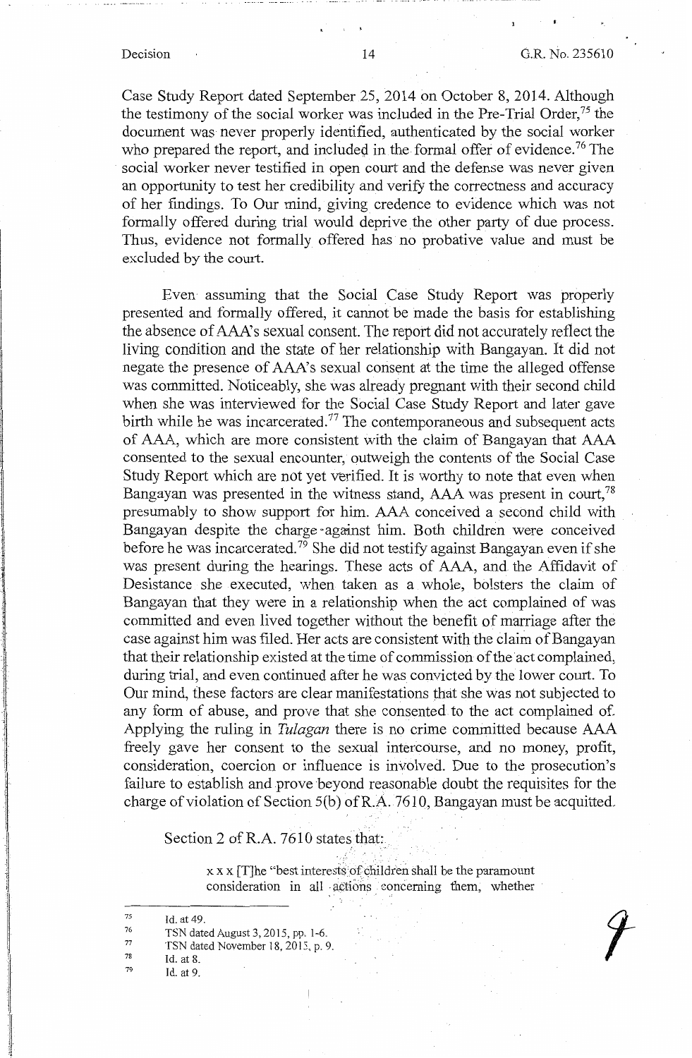Case Study Report dated September 25, 2014 on October 8, 2014. Although the testimony of the social worker was included in the Pre-Trial Order,[75] the document was never properly identified, authenticated by the social worker who prepared the report, and included in the formal offer of evidence.[76] The social worker never testified in open court and the defense was never given an opportunity to test her credibility and verify the correctness and accuracy of her findings. To Our mind, giving credence to evidence which was not formally offered during trial would deprive the other party of due process. Thus, evidence not formally offered has no probative value and must be excluded by the court.

Even assuming that the Social Case Study Report was properly presented and formally offered, it cannot be made the basis for establishing the absence of AAA's sexual consent. The report did not accurately reflect the living condition and the state of her relationship with Bangayan. It did not negate the presence of AAA's sexual consent at the time the alleged offense was committed. Noticeably, she was already pregnant with their second child when she was interviewed for the Social Case Study Report and later gave birth while he was incarcerated.[77] The contemporaneous and subsequent acts of AAA, which are more consistent with the claim of Bangayan that AAA consented to the sexual encounter, outweigh the contents of the Social Case Study Report which are not yet verified. It is worthy to note that even when Bangayan was presented in the witness stand, AAA was present in court,[78] presumably to show support for him. AAA conceived a second child with Bangayan despite the charge against him. Both children were conceived before he was incarcerated.[79] She did not testify against Bangayan even if she was present during the hearings. These acts of AAA, and the Affidavit of Desistance she executed, when taken as a whole, bolsters the claim of Bangayan that they were in a relationship when the act complained of was committed and even lived together without the benefit of marriage after the case against him was filed. Her acts are consistent with the claim of Bangayan that their relationship existed at the time of commission of the act complained, during trial, and even continued after he was convicted by the lower court. To Our mind, these factors are clear manifestations that she was not subjected to any form of abuse, and prove that she consented to the act complained of. Applying the ruling in *Tulagan* there is no crime committed because AAA freely gave her consent to the sexual intercourse, and no money, profit, consideration, coercion or influence is involved. Due to the prosecution's failure to establish and prove beyond reasonable doubt the requisites for the charge of violation of Section 5(b) of R.A. 7610, Bangayan must be acquitted.

Section 2 of R.A. 7610 states that:

> x x x [T]he "best interests of children shall be the paramount consideration in all actions concerning them, whether

---

[75] Id. at 49.

[76] TSN dated August 3, 2015, pp. 1-6.

[77] TSN dated November 18, 2015, p. 9.

[78] Id. at 8.

[79] Id. at 9.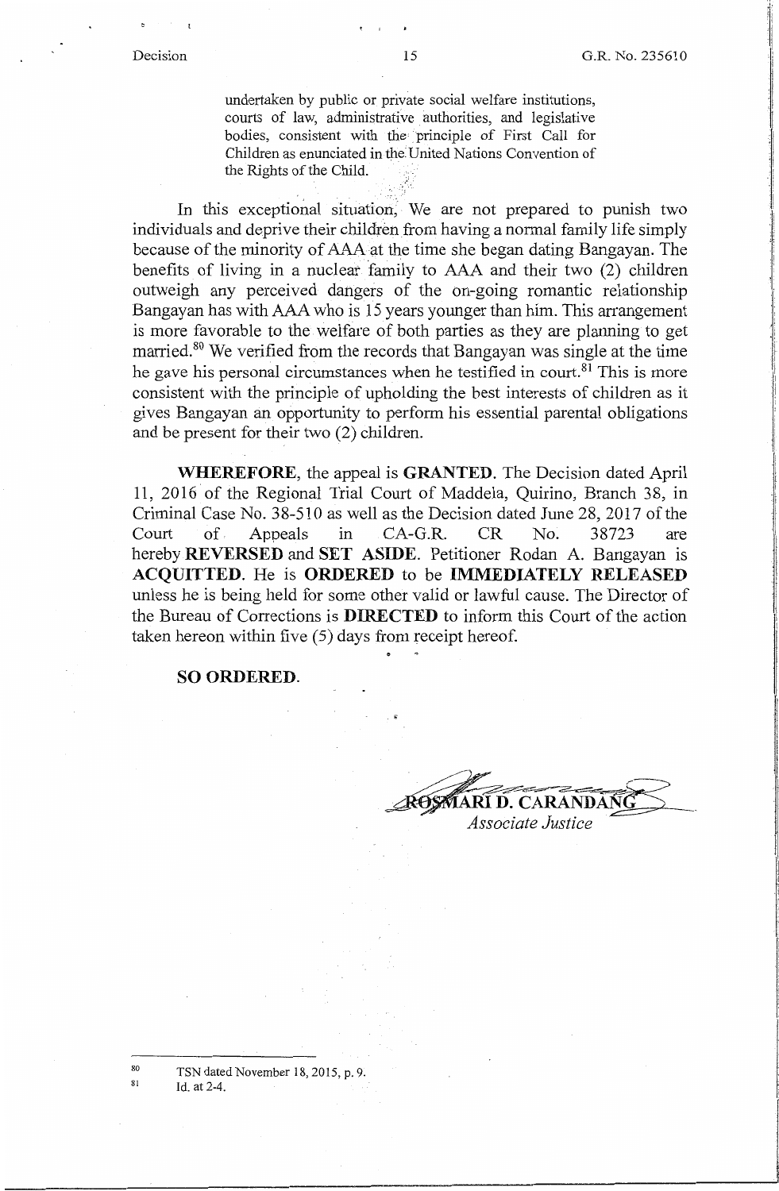> undertaken by public or private social welfare institutions, courts of law, administrative authorities, and legislative bodies, consistent with the principle of First Call for Children as enunciated in the United Nations Convention of the Rights of the Child.

In this exceptional situation, We are not prepared to punish two individuals and deprive their children from having a normal family life simply because of the minority of AAA at the time she began dating Bangayan. The benefits of living in a nuclear family to AAA and their two (2) children outweigh any perceived dangers of the on-going romantic relationship Bangayan has with AAA who is 15 years younger than him. This arrangement is more favorable to the welfare of both parties as they are planning to get married.[80] We verified from the records that Bangayan was single at the time he gave his personal circumstances when he testified in court.[81] This is more consistent with the principle of upholding the best interests of children as it gives Bangayan an opportunity to perform his essential parental obligations and be present for their two (2) children.

**WHEREFORE**, the appeal is **GRANTED**. The Decision dated April 11, 2016 of the Regional Trial Court of Maddela, Quirino, Branch 38, in Criminal Case No. 38-510 as well as the Decision dated June 28, 2017 of the Court of Appeals in CA-G.R. CR No. 38723 are hereby **REVERSED** and **SET ASIDE**. Petitioner Rodan A. Bangayan is **ACQUITTED**. He is **ORDERED** to be **IMMEDIATELY RELEASED** unless he is being held for some other valid or lawful cause. The Director of the Bureau of Corrections is **DIRECTED** to inform this Court of the action taken hereon within five (5) days from receipt hereof.

**SO ORDERED.**

**ROSMARI D. CARANDANG**
*Associate Justice*

---

[80] TSN dated November 18, 2015, p. 9.

[81] Id. at 2-4.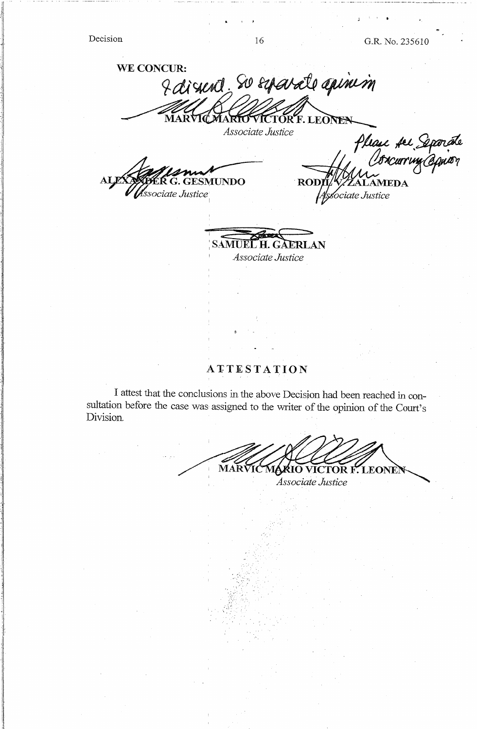**WE CONCUR:**

I dissent. See separate opinion

**MARVIC MARIO VICTOR F. LEONEN**
*Associate Justice*

**ALEXANDER G. GESMUNDO**
*Associate Justice*

Please see Separate Concurring Opinion

**RODIL V. ZALAMEDA**
*Associate Justice*

**SAMUEL H. GAERLAN**
*Associate Justice*

## ATTESTATION

I attest that the conclusions in the above Decision had been reached in consultation before the case was assigned to the writer of the opinion of the Court's Division.

**MARVIC MARIO VICTOR F. LEONEN**
*Associate Justice*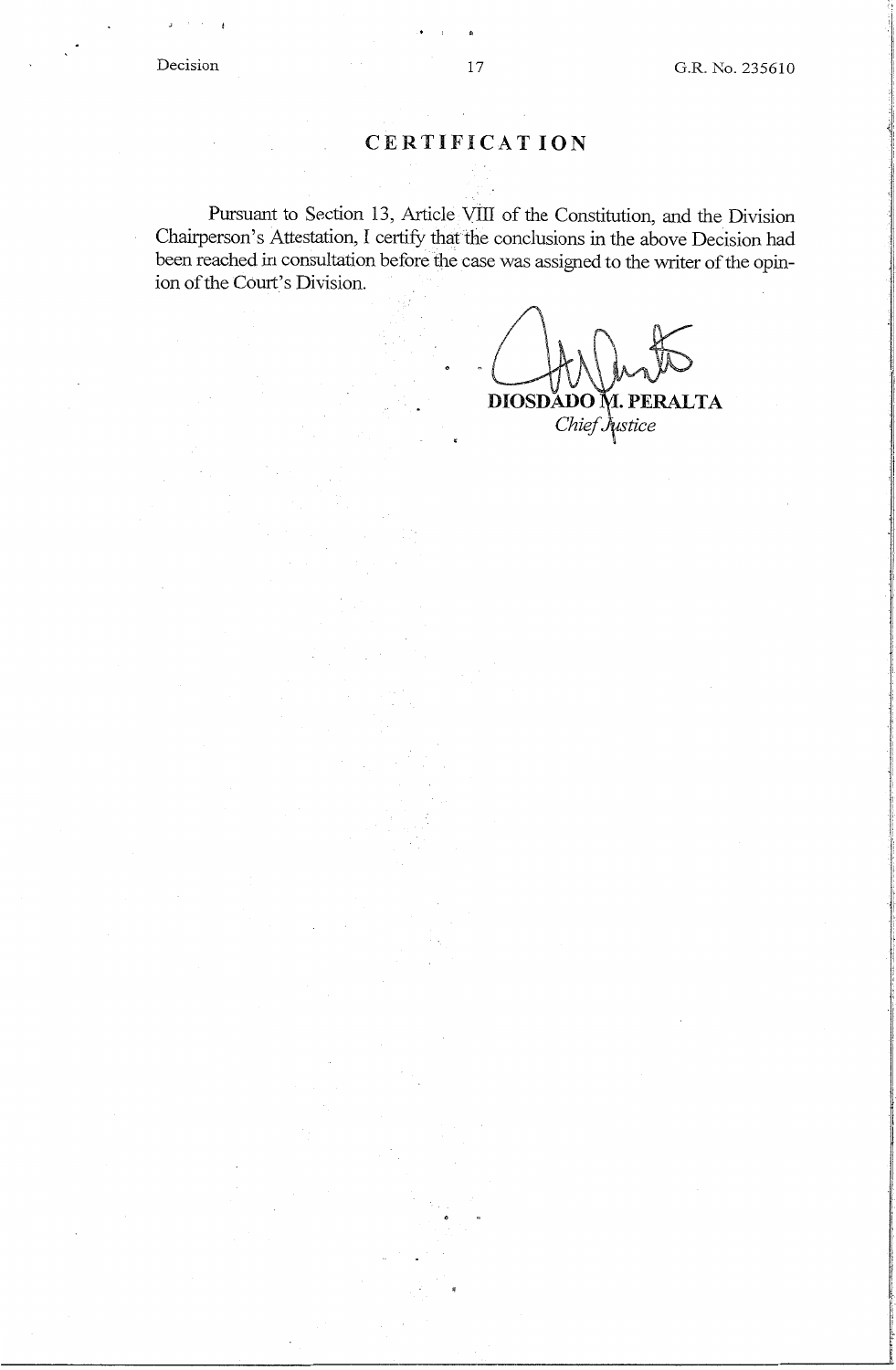## CERTIFICATION

Pursuant to Section 13, Article VIII of the Constitution, and the Division Chairperson's Attestation, I certify that the conclusions in the above Decision had been reached in consultation before the case was assigned to the writer of the opinion of the Court's Division.

**DIOSDADO M. PERALTA**
*Chief Justice*